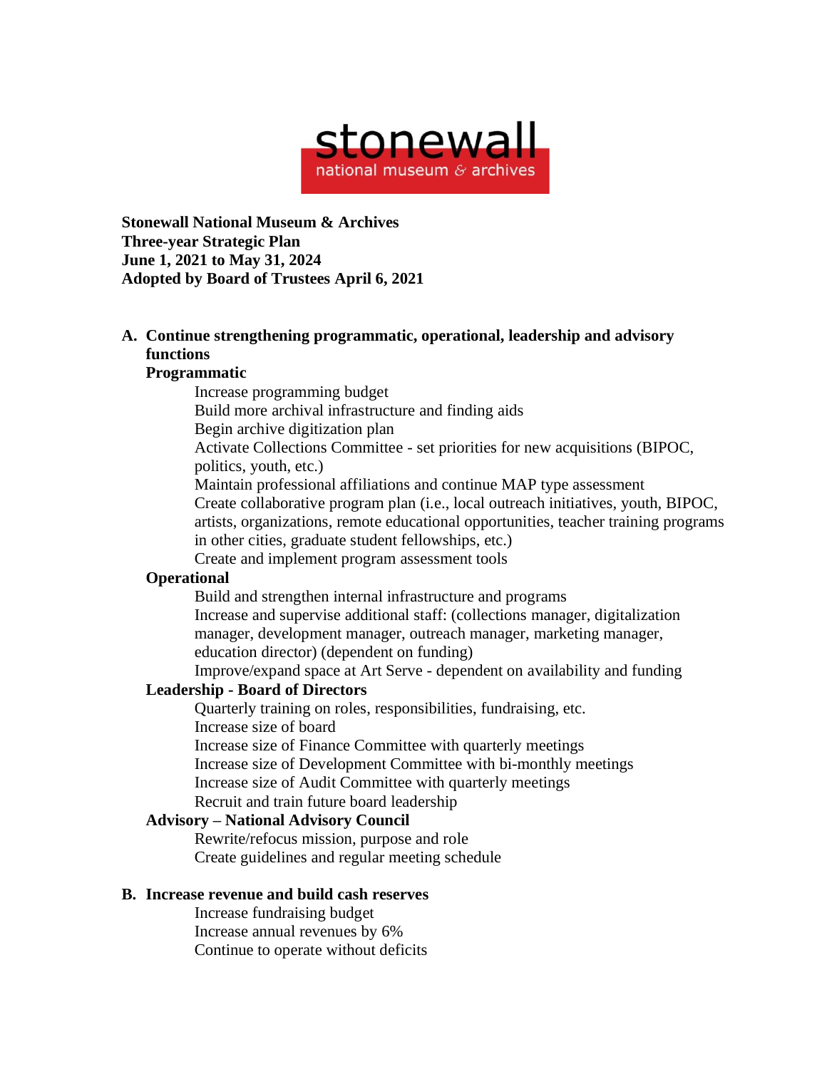stonewall
national museum & archives

**Stonewall National Museum & Archives**
**Three-year Strategic Plan**
**June 1, 2021 to May 31, 2024**
**Adopted by Board of Trustees April 6, 2021**

## A. Continue strengthening programmatic, operational, leadership and advisory functions

### Programmatic

- Increase programming budget
- Build more archival infrastructure and finding aids
- Begin archive digitization plan
- Activate Collections Committee - set priorities for new acquisitions (BIPOC, politics, youth, etc.)
- Maintain professional affiliations and continue MAP type assessment
- Create collaborative program plan (i.e., local outreach initiatives, youth, BIPOC, artists, organizations, remote educational opportunities, teacher training programs in other cities, graduate student fellowships, etc.)
- Create and implement program assessment tools

### Operational

- Build and strengthen internal infrastructure and programs
- Increase and supervise additional staff: (collections manager, digitalization manager, development manager, outreach manager, marketing manager, education director) (dependent on funding)
- Improve/expand space at Art Serve - dependent on availability and funding

### Leadership - Board of Directors

- Quarterly training on roles, responsibilities, fundraising, etc.
- Increase size of board
- Increase size of Finance Committee with quarterly meetings
- Increase size of Development Committee with bi-monthly meetings
- Increase size of Audit Committee with quarterly meetings
- Recruit and train future board leadership

### Advisory – National Advisory Council

- Rewrite/refocus mission, purpose and role
- Create guidelines and regular meeting schedule

## B. Increase revenue and build cash reserves

- Increase fundraising budget
- Increase annual revenues by 6%
- Continue to operate without deficits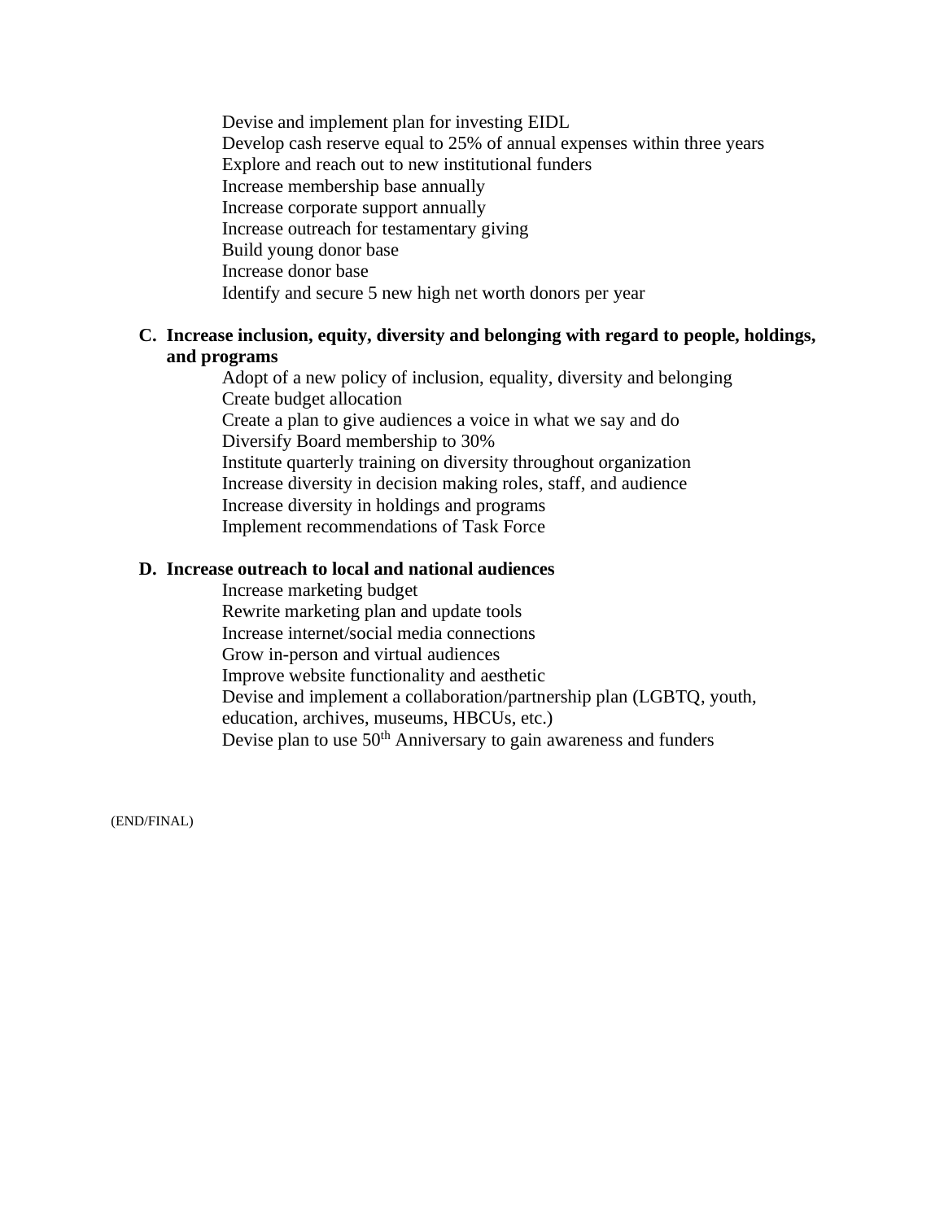- Devise and implement plan for investing EIDL
- Develop cash reserve equal to 25% of annual expenses within three years
- Explore and reach out to new institutional funders
- Increase membership base annually
- Increase corporate support annually
- Increase outreach for testamentary giving
- Build young donor base
- Increase donor base
- Identify and secure 5 new high net worth donors per year

**C. Increase inclusion, equity, diversity and belonging with regard to people, holdings, and programs**

- Adopt of a new policy of inclusion, equality, diversity and belonging
- Create budget allocation
- Create a plan to give audiences a voice in what we say and do
- Diversify Board membership to 30%
- Institute quarterly training on diversity throughout organization
- Increase diversity in decision making roles, staff, and audience
- Increase diversity in holdings and programs
- Implement recommendations of Task Force

**D. Increase outreach to local and national audiences**

- Increase marketing budget
- Rewrite marketing plan and update tools
- Increase internet/social media connections
- Grow in-person and virtual audiences
- Improve website functionality and aesthetic
- Devise and implement a collaboration/partnership plan (LGBTQ, youth, education, archives, museums, HBCUs, etc.)
- Devise plan to use 50th Anniversary to gain awareness and funders

(END/FINAL)